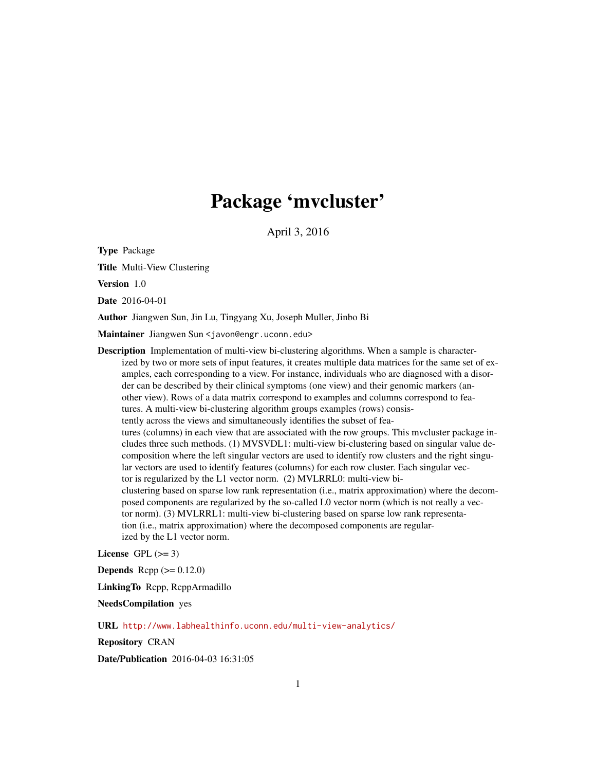# Package 'mvcluster'

April 3, 2016

**Type** Package

**Title** Multi-View Clustering

**Version** 1.0

**Date** 2016-04-01

**Author** Jiangwen Sun, Jin Lu, Tingyang Xu, Joseph Muller, Jinbo Bi

**Maintainer** Jiangwen Sun <javon@engr.uconn.edu>

**Description** Implementation of multi-view bi-clustering algorithms. When a sample is characterized by two or more sets of input features, it creates multiple data matrices for the same set of examples, each corresponding to a view. For instance, individuals who are diagnosed with a disorder can be described by their clinical symptoms (one view) and their genomic markers (another view). Rows of a data matrix correspond to examples and columns correspond to features. A multi-view bi-clustering algorithm groups examples (rows) consistently across the views and simultaneously identifies the subset of features (columns) in each view that are associated with the row groups. This mvcluster package includes three such methods. (1) MVSVDL1: multi-view bi-clustering based on singular value decomposition where the left singular vectors are used to identify row clusters and the right singular vectors are used to identify features (columns) for each row cluster. Each singular vector is regularized by the L1 vector norm. (2) MVLRRL0: multi-view bi-clustering based on sparse low rank representation (i.e., matrix approximation) where the decomposed components are regularized by the so-called L0 vector norm (which is not really a vector norm). (3) MVLRRL1: multi-view bi-clustering based on sparse low rank representation (i.e., matrix approximation) where the decomposed components are regularized by the L1 vector norm.

**License** GPL (>= 3)

**Depends** Rcpp (>= 0.12.0)

**LinkingTo** Rcpp, RcppArmadillo

**NeedsCompilation** yes

**URL** http://www.labhealthinfo.uconn.edu/multi-view-analytics/

**Repository** CRAN

**Date/Publication** 2016-04-03 16:31:05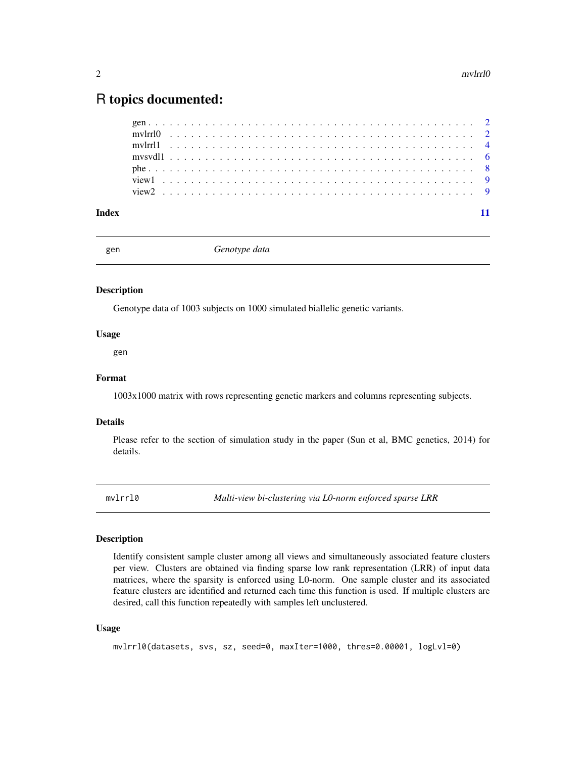# R topics documented:

gen . . . . . . . . . . . . . . . . . . . . . . . . . . . . . . . . . . . . . . . . . . 2
mvlrrl0 . . . . . . . . . . . . . . . . . . . . . . . . . . . . . . . . . . . . . . . . 2
mvlrrl1 . . . . . . . . . . . . . . . . . . . . . . . . . . . . . . . . . . . . . . . . 4
mvsvdl1 . . . . . . . . . . . . . . . . . . . . . . . . . . . . . . . . . . . . . . . . 6
phe . . . . . . . . . . . . . . . . . . . . . . . . . . . . . . . . . . . . . . . . . . 8
view1 . . . . . . . . . . . . . . . . . . . . . . . . . . . . . . . . . . . . . . . . . 9
view2 . . . . . . . . . . . . . . . . . . . . . . . . . . . . . . . . . . . . . . . . . 9

**Index** 11

---

## gen — *Genotype data*

### Description

Genotype data of 1003 subjects on 1000 simulated biallelic genetic variants.

### Usage

```
gen
```

### Format

1003x1000 matrix with rows representing genetic markers and columns representing subjects.

### Details

Please refer to the section of simulation study in the paper (Sun et al, BMC genetics, 2014) for details.

---

## mvlrrl0 — *Multi-view bi-clustering via L0-norm enforced sparse LRR*

### Description

Identify consistent sample cluster among all views and simultaneously associated feature clusters per view. Clusters are obtained via finding sparse low rank representation (LRR) of input data matrices, where the sparsity is enforced using L0-norm. One sample cluster and its associated feature clusters are identified and returned each time this function is used. If multiple clusters are desired, call this function repeatedly with samples left unclustered.

### Usage

```
mvlrrl0(datasets, svs, sz, seed=0, maxIter=1000, thres=0.00001, logLvl=0)
```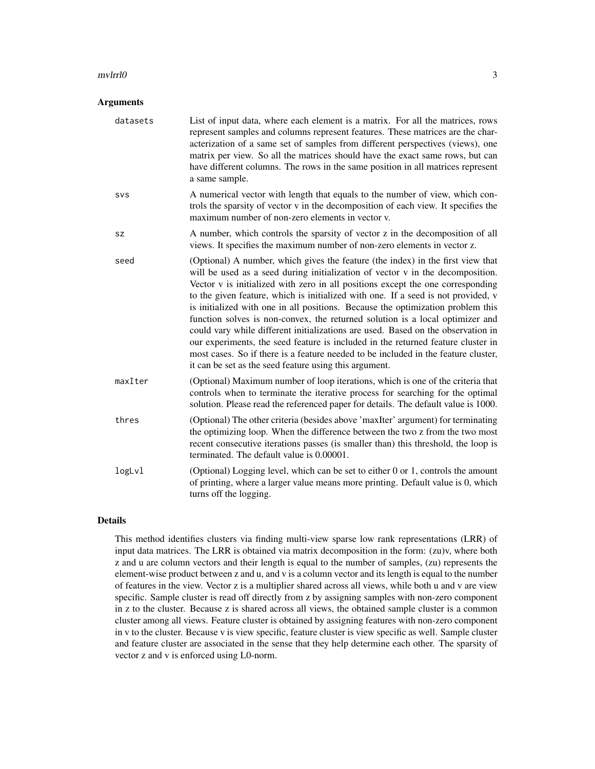### Arguments

| | |
|---|---|
| `datasets` | List of input data, where each element is a matrix. For all the matrices, rows represent samples and columns represent features. These matrices are the characterization of a same set of samples from different perspectives (views), one matrix per view. So all the matrices should have the exact same rows, but can have different columns. The rows in the same position in all matrices represent a same sample. |
| `svs` | A numerical vector with length that equals to the number of view, which controls the sparsity of vector v in the decomposition of each view. It specifies the maximum number of non-zero elements in vector v. |
| `sz` | A number, which controls the sparsity of vector z in the decomposition of all views. It specifies the maximum number of non-zero elements in vector z. |
| `seed` | (Optional) A number, which gives the feature (the index) in the first view that will be used as a seed during initialization of vector v in the decomposition. Vector v is initialized with zero in all positions except the one corresponding to the given feature, which is initialized with one. If a seed is not provided, v is initialized with one in all positions. Because the optimization problem this function solves is non-convex, the returned solution is a local optimizer and could vary while different initializations are used. Based on the observation in our experiments, the seed feature is included in the returned feature cluster in most cases. So if there is a feature needed to be included in the feature cluster, it can be set as the seed feature using this argument. |
| `maxIter` | (Optional) Maximum number of loop iterations, which is one of the criteria that controls when to terminate the iterative process for searching for the optimal solution. Please read the referenced paper for details. The default value is 1000. |
| `thres` | (Optional) The other criteria (besides above 'maxIter' argument) for terminating the optimizing loop. When the difference between the two z from the two most recent consecutive iterations passes (is smaller than) this threshold, the loop is terminated. The default value is 0.00001. |
| `logLvl` | (Optional) Logging level, which can be set to either 0 or 1, controls the amount of printing, where a larger value means more printing. Default value is 0, which turns off the logging. |

### Details

This method identifies clusters via finding multi-view sparse low rank representations (LRR) of input data matrices. The LRR is obtained via matrix decomposition in the form: (zu)v, where both z and u are column vectors and their length is equal to the number of samples, (zu) represents the element-wise product between z and u, and v is a column vector and its length is equal to the number of features in the view. Vector z is a multiplier shared across all views, while both u and v are view specific. Sample cluster is read off directly from z by assigning samples with non-zero component in z to the cluster. Because z is shared across all views, the obtained sample cluster is a common cluster among all views. Feature cluster is obtained by assigning features with non-zero component in v to the cluster. Because v is view specific, feature cluster is view specific as well. Sample cluster and feature cluster are associated in the sense that they help determine each other. The sparsity of vector z and v is enforced using L0-norm.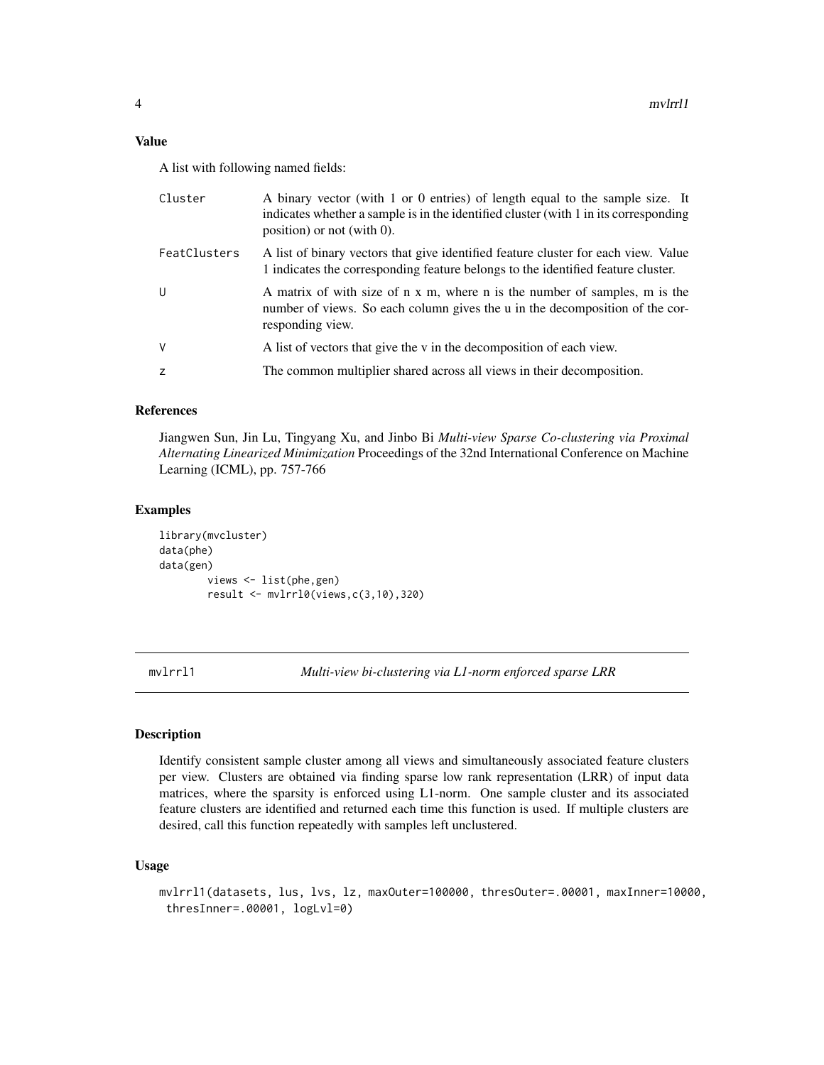### Value

A list with following named fields:

| | |
|---|---|
| Cluster | A binary vector (with 1 or 0 entries) of length equal to the sample size. It indicates whether a sample is in the identified cluster (with 1 in its corresponding position) or not (with 0). |
| FeatClusters | A list of binary vectors that give identified feature cluster for each view. Value 1 indicates the corresponding feature belongs to the identified feature cluster. |
| U | A matrix of with size of n x m, where n is the number of samples, m is the number of views. So each column gives the u in the decomposition of the corresponding view. |
| V | A list of vectors that give the v in the decomposition of each view. |
| z | The common multiplier shared across all views in their decomposition. |

### References

Jiangwen Sun, Jin Lu, Tingyang Xu, and Jinbo Bi *Multi-view Sparse Co-clustering via Proximal Alternating Linearized Minimization* Proceedings of the 32nd International Conference on Machine Learning (ICML), pp. 757-766

### Examples

```
library(mvcluster)
data(phe)
data(gen)
        views <- list(phe,gen)
        result <- mvlrrl0(views,c(3,10),320)
```

## mvlrrl1 — *Multi-view bi-clustering via L1-norm enforced sparse LRR*

### Description

Identify consistent sample cluster among all views and simultaneously associated feature clusters per view. Clusters are obtained via finding sparse low rank representation (LRR) of input data matrices, where the sparsity is enforced using L1-norm. One sample cluster and its associated feature clusters are identified and returned each time this function is used. If multiple clusters are desired, call this function repeatedly with samples left unclustered.

### Usage

```
mvlrrl1(datasets, lus, lvs, lz, maxOuter=100000, thresOuter=.00001, maxInner=10000,
 thresInner=.00001, logLvl=0)
```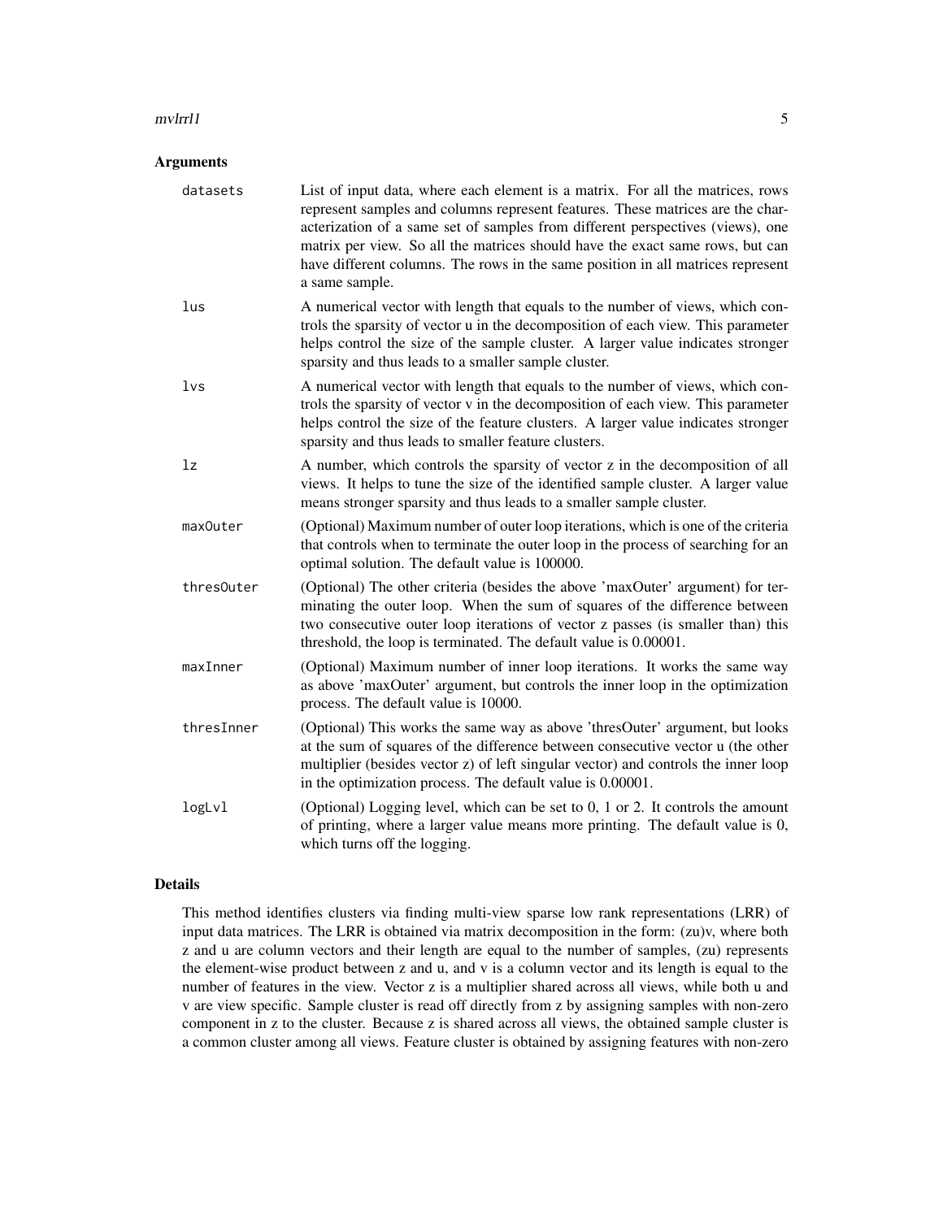## Arguments

| | |
|---|---|
| `datasets` | List of input data, where each element is a matrix. For all the matrices, rows represent samples and columns represent features. These matrices are the characterization of a same set of samples from different perspectives (views), one matrix per view. So all the matrices should have the exact same rows, but can have different columns. The rows in the same position in all matrices represent a same sample. |
| `lus` | A numerical vector with length that equals to the number of views, which controls the sparsity of vector u in the decomposition of each view. This parameter helps control the size of the sample cluster. A larger value indicates stronger sparsity and thus leads to a smaller sample cluster. |
| `lvs` | A numerical vector with length that equals to the number of views, which controls the sparsity of vector v in the decomposition of each view. This parameter helps control the size of the feature clusters. A larger value indicates stronger sparsity and thus leads to smaller feature clusters. |
| `lz` | A number, which controls the sparsity of vector z in the decomposition of all views. It helps to tune the size of the identified sample cluster. A larger value means stronger sparsity and thus leads to a smaller sample cluster. |
| `maxOuter` | (Optional) Maximum number of outer loop iterations, which is one of the criteria that controls when to terminate the outer loop in the process of searching for an optimal solution. The default value is 100000. |
| `thresOuter` | (Optional) The other criteria (besides the above 'maxOuter' argument) for terminating the outer loop. When the sum of squares of the difference between two consecutive outer loop iterations of vector z passes (is smaller than) this threshold, the loop is terminated. The default value is 0.00001. |
| `maxInner` | (Optional) Maximum number of inner loop iterations. It works the same way as above 'maxOuter' argument, but controls the inner loop in the optimization process. The default value is 10000. |
| `thresInner` | (Optional) This works the same way as above 'thresOuter' argument, but looks at the sum of squares of the difference between consecutive vector u (the other multiplier (besides vector z) of left singular vector) and controls the inner loop in the optimization process. The default value is 0.00001. |
| `logLvl` | (Optional) Logging level, which can be set to 0, 1 or 2. It controls the amount of printing, where a larger value means more printing. The default value is 0, which turns off the logging. |

## Details

This method identifies clusters via finding multi-view sparse low rank representations (LRR) of input data matrices. The LRR is obtained via matrix decomposition in the form: (zu)v, where both z and u are column vectors and their length are equal to the number of samples, (zu) represents the element-wise product between z and u, and v is a column vector and its length is equal to the number of features in the view. Vector z is a multiplier shared across all views, while both u and v are view specific. Sample cluster is read off directly from z by assigning samples with non-zero component in z to the cluster. Because z is shared across all views, the obtained sample cluster is a common cluster among all views. Feature cluster is obtained by assigning features with non-zero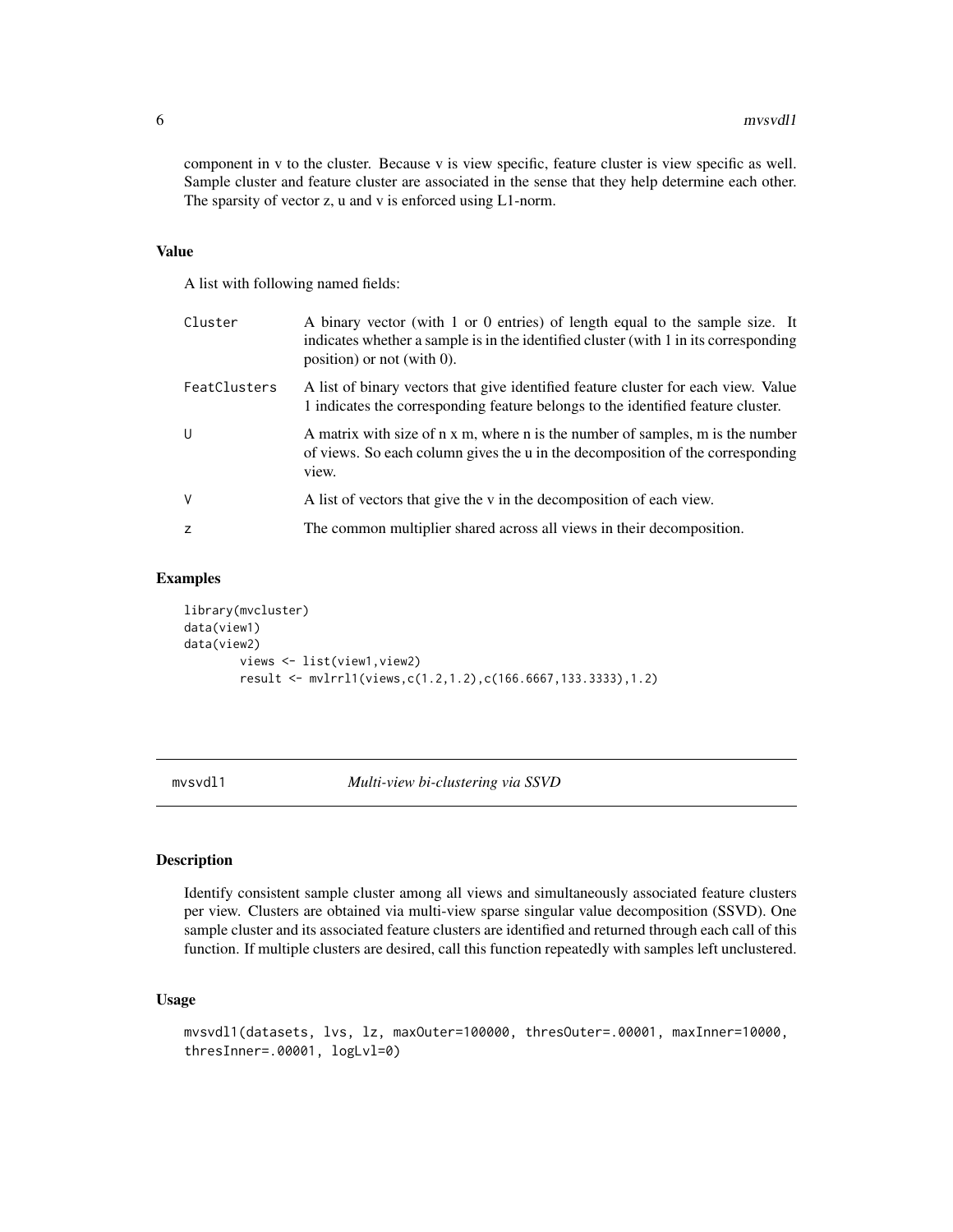component in v to the cluster. Because v is view specific, feature cluster is view specific as well. Sample cluster and feature cluster are associated in the sense that they help determine each other. The sparsity of vector z, u and v is enforced using L1-norm.

### Value

A list with following named fields:

| | |
|---|---|
| Cluster | A binary vector (with 1 or 0 entries) of length equal to the sample size. It indicates whether a sample is in the identified cluster (with 1 in its corresponding position) or not (with 0). |
| FeatClusters | A list of binary vectors that give identified feature cluster for each view. Value 1 indicates the corresponding feature belongs to the identified feature cluster. |
| U | A matrix with size of n x m, where n is the number of samples, m is the number of views. So each column gives the u in the decomposition of the corresponding view. |
| V | A list of vectors that give the v in the decomposition of each view. |
| z | The common multiplier shared across all views in their decomposition. |

### Examples

```
library(mvcluster)
data(view1)
data(view2)
        views <- list(view1,view2)
        result <- mvlrrl1(views,c(1.2,1.2),c(166.6667,133.3333),1.2)
```

---

## mvsvdl1 — *Multi-view bi-clustering via SSVD*

### Description

Identify consistent sample cluster among all views and simultaneously associated feature clusters per view. Clusters are obtained via multi-view sparse singular value decomposition (SSVD). One sample cluster and its associated feature clusters are identified and returned through each call of this function. If multiple clusters are desired, call this function repeatedly with samples left unclustered.

### Usage

```
mvsvdl1(datasets, lvs, lz, maxOuter=100000, thresOuter=.00001, maxInner=10000,
thresInner=.00001, logLvl=0)
```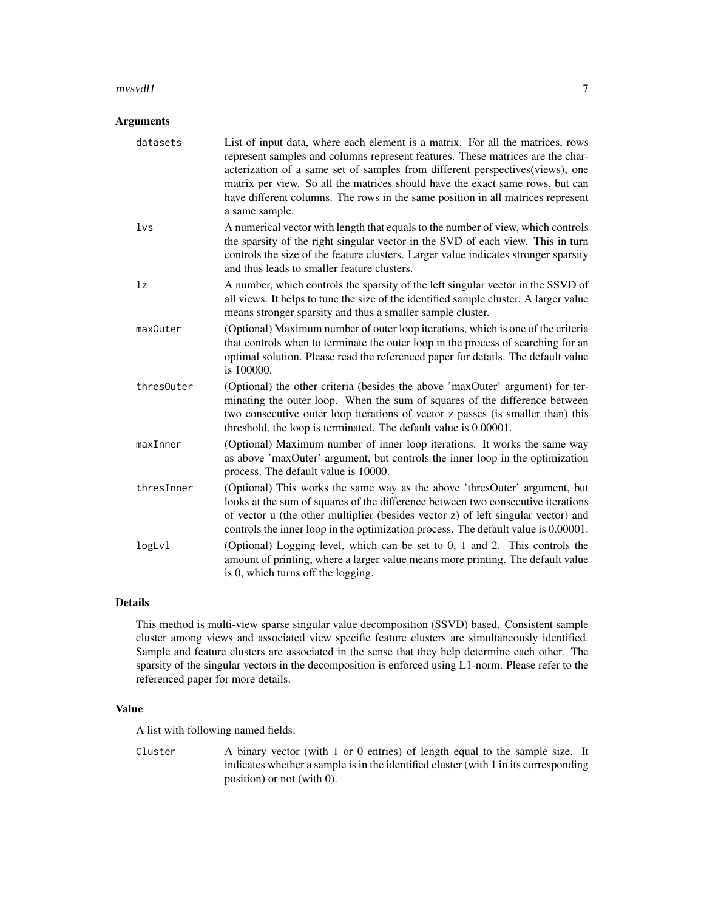### Arguments

- `datasets` List of input data, where each element is a matrix. For all the matrices, rows represent samples and columns represent features. These matrices are the characterization of a same set of samples from different perspectives(views), one matrix per view. So all the matrices should have the exact same rows, but can have different columns. The rows in the same position in all matrices represent a same sample.
- `lvs` A numerical vector with length that equals to the number of view, which controls the sparsity of the right singular vector in the SVD of each view. This in turn controls the size of the feature clusters. Larger value indicates stronger sparsity and thus leads to smaller feature clusters.
- `lz` A number, which controls the sparsity of the left singular vector in the SSVD of all views. It helps to tune the size of the identified sample cluster. A larger value means stronger sparsity and thus a smaller sample cluster.
- `maxOuter` (Optional) Maximum number of outer loop iterations, which is one of the criteria that controls when to terminate the outer loop in the process of searching for an optimal solution. Please read the referenced paper for details. The default value is 100000.
- `thresOuter` (Optional) the other criteria (besides the above 'maxOuter' argument) for terminating the outer loop. When the sum of squares of the difference between two consecutive outer loop iterations of vector z passes (is smaller than) this threshold, the loop is terminated. The default value is 0.00001.
- `maxInner` (Optional) Maximum number of inner loop iterations. It works the same way as above 'maxOuter' argument, but controls the inner loop in the optimization process. The default value is 10000.
- `thresInner` (Optional) This works the same way as the above 'thresOuter' argument, but looks at the sum of squares of the difference between two consecutive iterations of vector u (the other multiplier (besides vector z) of left singular vector) and controls the inner loop in the optimization process. The default value is 0.00001.
- `logLvl` (Optional) Logging level, which can be set to 0, 1 and 2. This controls the amount of printing, where a larger value means more printing. The default value is 0, which turns off the logging.

### Details

This method is multi-view sparse singular value decomposition (SSVD) based. Consistent sample cluster among views and associated view specific feature clusters are simultaneously identified. Sample and feature clusters are associated in the sense that they help determine each other. The sparsity of the singular vectors in the decomposition is enforced using L1-norm. Please refer to the referenced paper for more details.

### Value

A list with following named fields:

- `Cluster` A binary vector (with 1 or 0 entries) of length equal to the sample size. It indicates whether a sample is in the identified cluster (with 1 in its corresponding position) or not (with 0).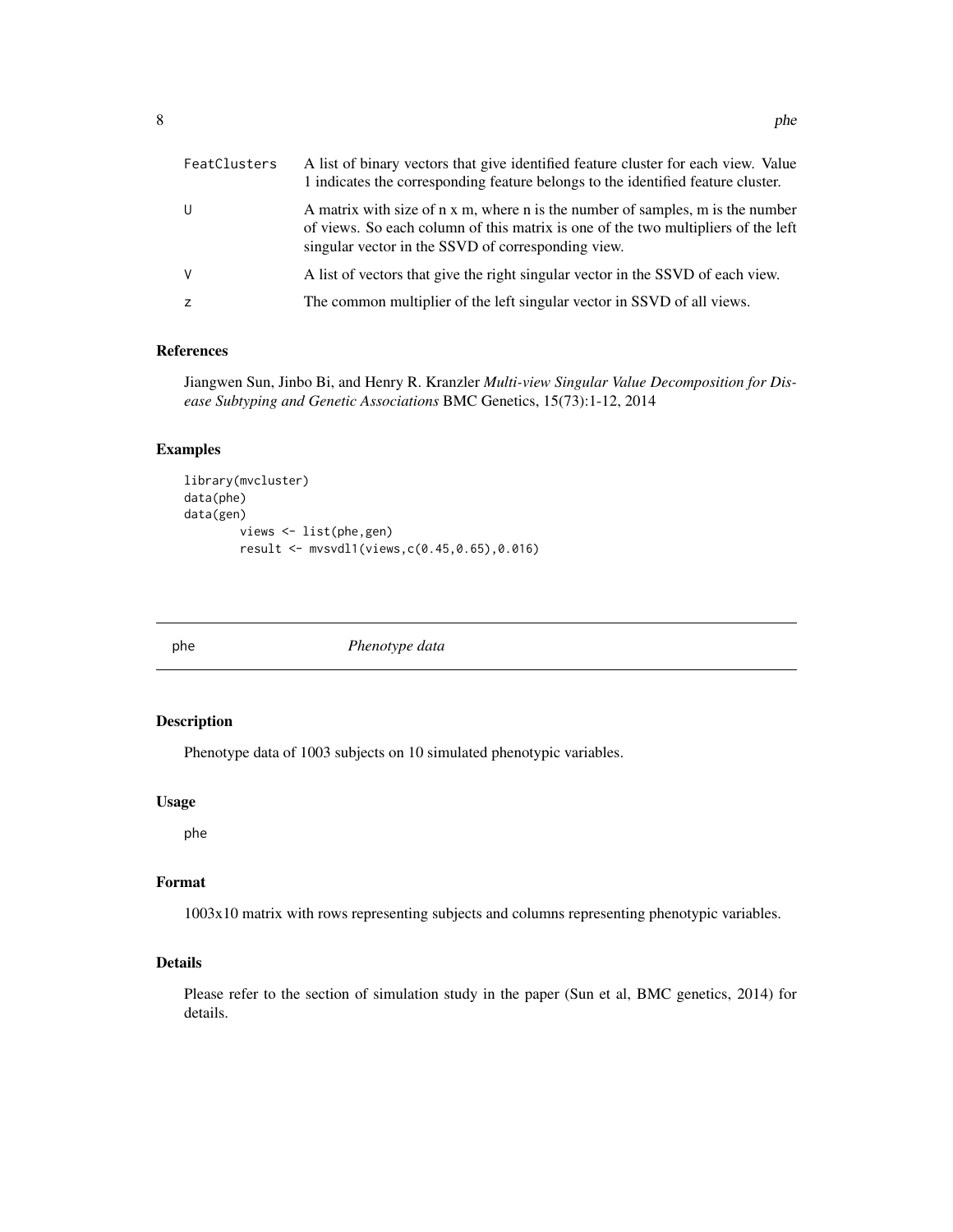| | |
|---|---|
| FeatClusters | A list of binary vectors that give identified feature cluster for each view. Value 1 indicates the corresponding feature belongs to the identified feature cluster. |
| U | A matrix with size of n x m, where n is the number of samples, m is the number of views. So each column of this matrix is one of the two multipliers of the left singular vector in the SSVD of corresponding view. |
| V | A list of vectors that give the right singular vector in the SSVD of each view. |
| z | The common multiplier of the left singular vector in SSVD of all views. |

### References

Jiangwen Sun, Jinbo Bi, and Henry R. Kranzler *Multi-view Singular Value Decomposition for Disease Subtyping and Genetic Associations* BMC Genetics, 15(73):1-12, 2014

### Examples

```
library(mvcluster)
data(phe)
data(gen)
        views <- list(phe,gen)
        result <- mvsvdl1(views,c(0.45,0.65),0.016)
```

---

## phe *Phenotype data*

---

### Description

Phenotype data of 1003 subjects on 10 simulated phenotypic variables.

### Usage

```
phe
```

### Format

1003x10 matrix with rows representing subjects and columns representing phenotypic variables.

### Details

Please refer to the section of simulation study in the paper (Sun et al, BMC genetics, 2014) for details.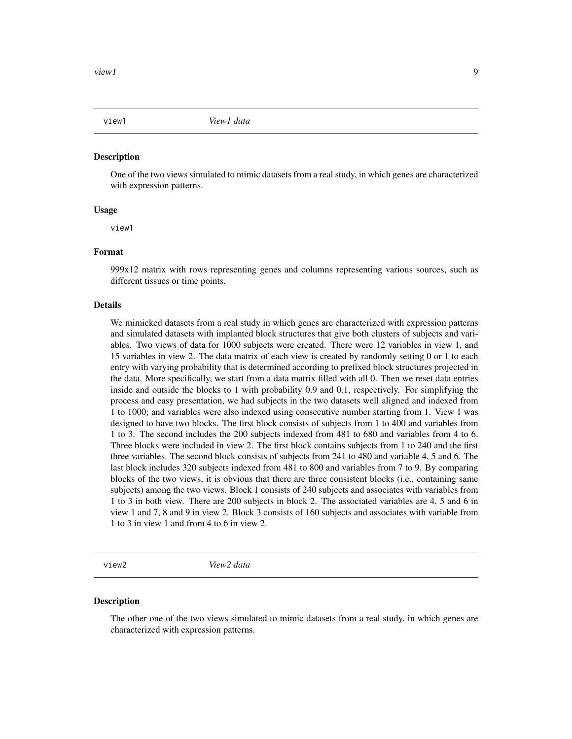## view1 — *View1 data*

### Description

One of the two views simulated to mimic datasets from a real study, in which genes are characterized with expression patterns.

### Usage

```
view1
```

### Format

999x12 matrix with rows representing genes and columns representing various sources, such as different tissues or time points.

### Details

We mimicked datasets from a real study in which genes are characterized with expression patterns and simulated datasets with implanted block structures that give both clusters of subjects and variables. Two views of data for 1000 subjects were created. There were 12 variables in view 1, and 15 variables in view 2. The data matrix of each view is created by randomly setting 0 or 1 to each entry with varying probability that is determined according to prefixed block structures projected in the data. More specifically, we start from a data matrix filled with all 0. Then we reset data entries inside and outside the blocks to 1 with probability 0.9 and 0.1, respectively. For simplifying the process and easy presentation, we had subjects in the two datasets well aligned and indexed from 1 to 1000; and variables were also indexed using consecutive number starting from 1. View 1 was designed to have two blocks. The first block consists of subjects from 1 to 400 and variables from 1 to 3. The second includes the 200 subjects indexed from 481 to 680 and variables from 4 to 6. Three blocks were included in view 2. The first block contains subjects from 1 to 240 and the first three variables. The second block consists of subjects from 241 to 480 and variable 4, 5 and 6. The last block includes 320 subjects indexed from 481 to 800 and variables from 7 to 9. By comparing blocks of the two views, it is obvious that there are three consistent blocks (i.e., containing same subjects) among the two views. Block 1 consists of 240 subjects and associates with variables from 1 to 3 in both view. There are 200 subjects in block 2. The associated variables are 4, 5 and 6 in view 1 and 7, 8 and 9 in view 2. Block 3 consists of 160 subjects and associates with variable from 1 to 3 in view 1 and from 4 to 6 in view 2.

## view2 — *View2 data*

### Description

The other one of the two views simulated to mimic datasets from a real study, in which genes are characterized with expression patterns.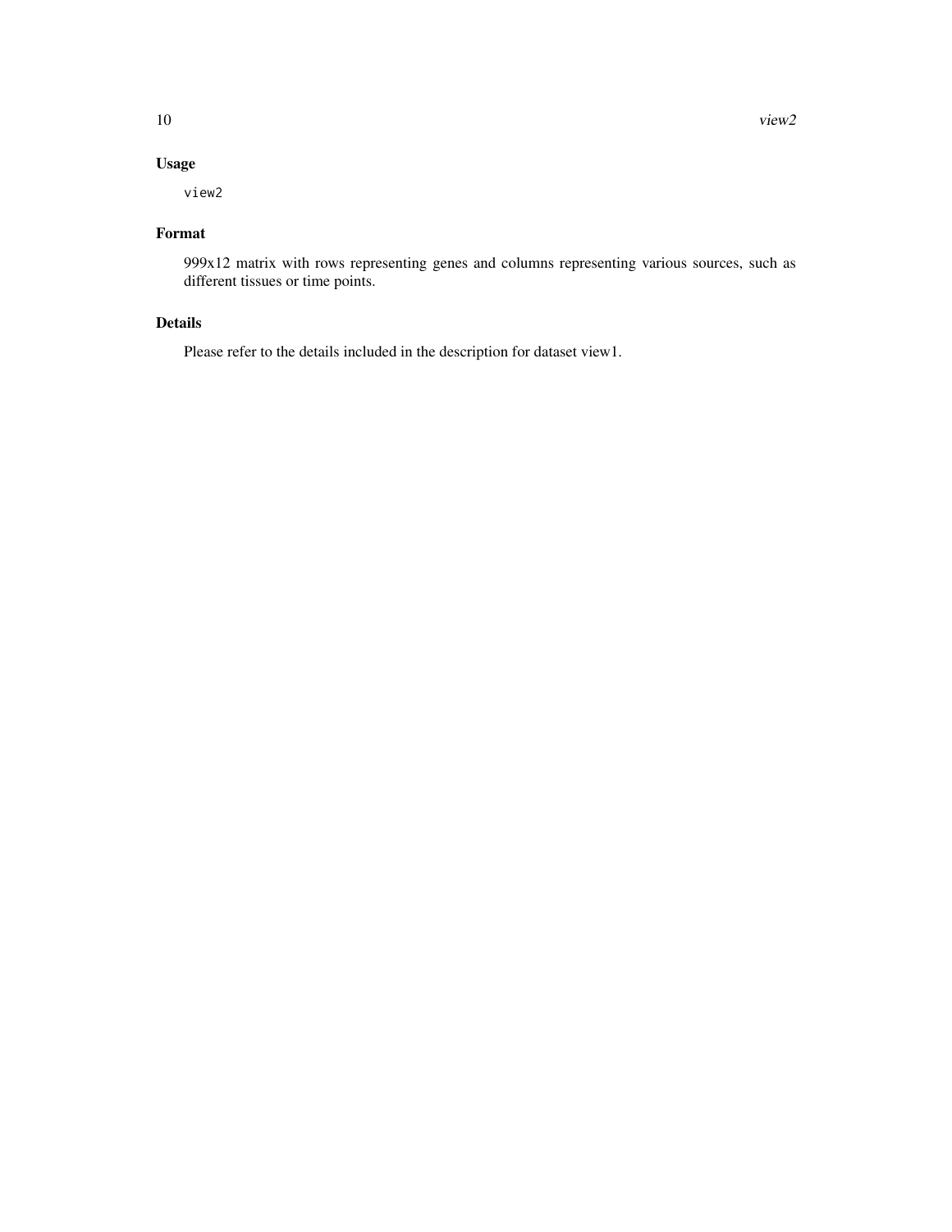## Usage

```
view2
```

## Format

999x12 matrix with rows representing genes and columns representing various sources, such as different tissues or time points.

## Details

Please refer to the details included in the description for dataset view1.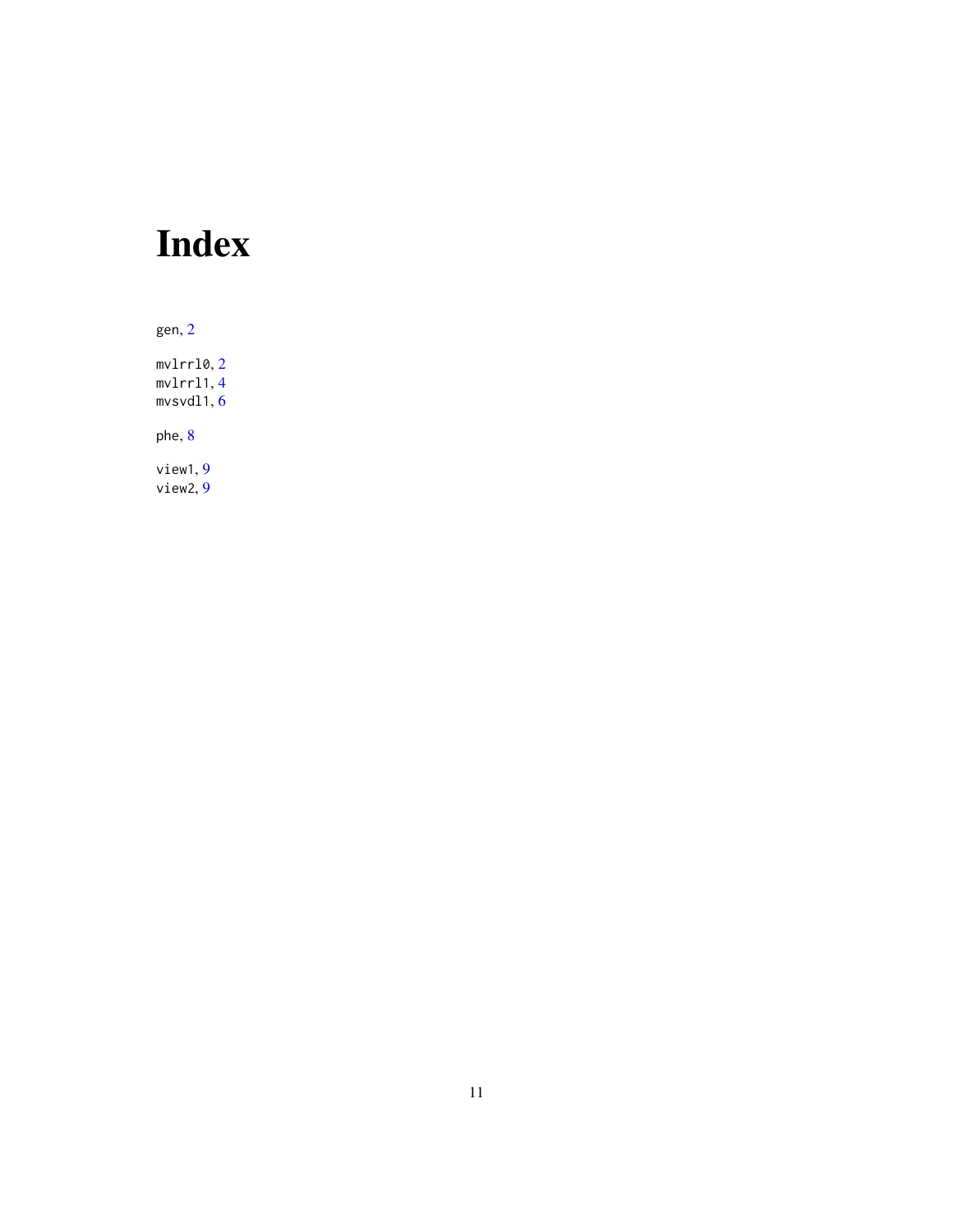# Index

gen, 2

mvlrrl0, 2
mvlrrl1, 4
mvsvdl1, 6

phe, 8

view1, 9
view2, 9